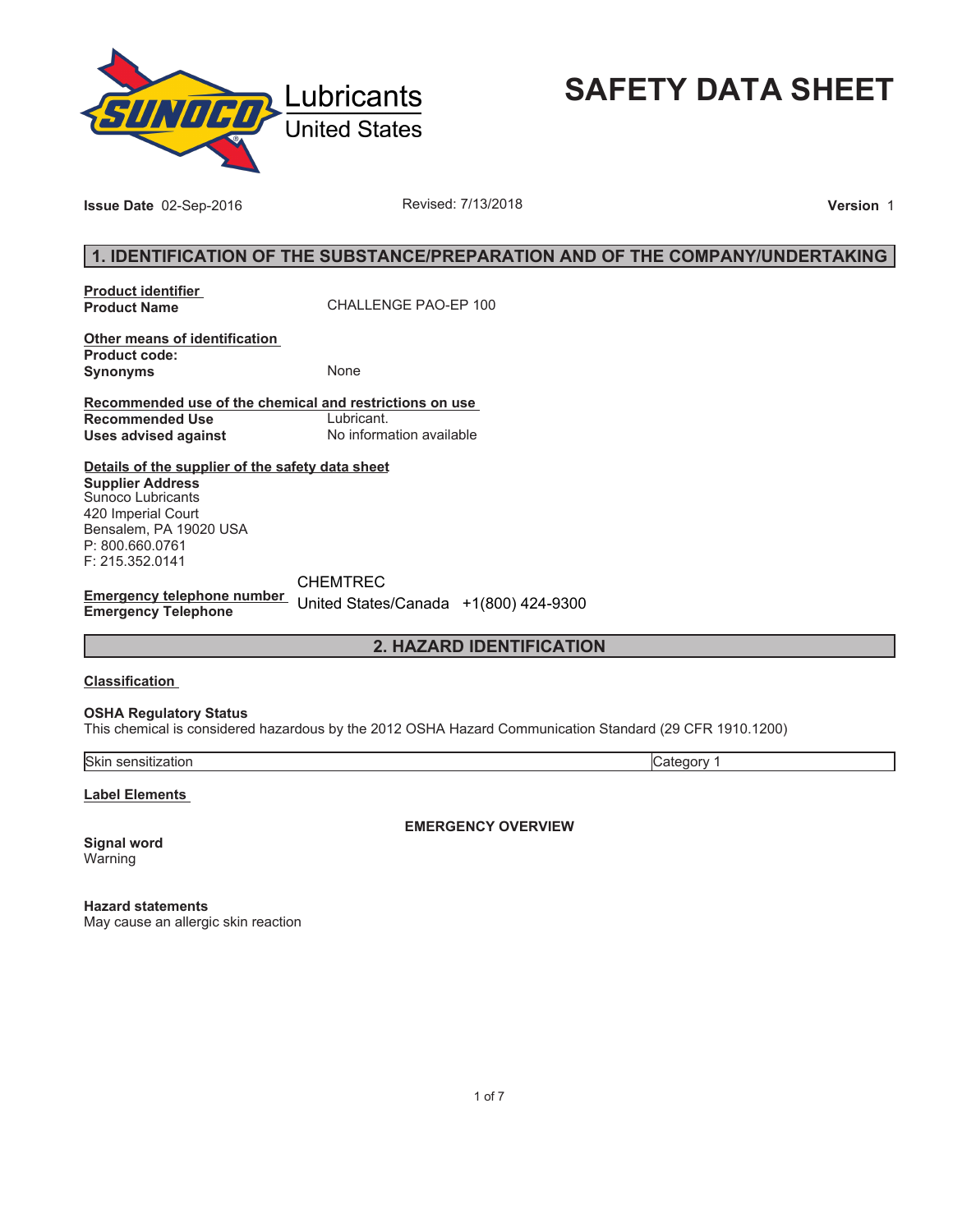Lubricants
United States

# SAFETY DATA SHEET

**Issue Date** 02-Sep-2016 Revised: 7/13/2018 **Version** 1

## 1. IDENTIFICATION OF THE SUBSTANCE/PREPARATION AND OF THE COMPANY/UNDERTAKING

**Product identifier**
**Product Name** CHALLENGE PAO-EP 100

**Other means of identification**
**Product code:**
**Synonyms** None

**Recommended use of the chemical and restrictions on use**
**Recommended Use** Lubricant.
**Uses advised against** No information available

**Details of the supplier of the safety data sheet**
**Supplier Address**
Sunoco Lubricants
420 Imperial Court
Bensalem, PA 19020 USA
P: 800.660.0761
F: 215.352.0141

**Emergency telephone number**
**Emergency Telephone** CHEMTREC
United States/Canada +1(800) 424-9300

## 2. HAZARD IDENTIFICATION

**Classification**

**OSHA Regulatory Status**
This chemical is considered hazardous by the 2012 OSHA Hazard Communication Standard (29 CFR 1910.1200)

| Skin sensitization | Category 1 |
|---|---|

**Label Elements**

**EMERGENCY OVERVIEW**

**Signal word**
Warning

**Hazard statements**
May cause an allergic skin reaction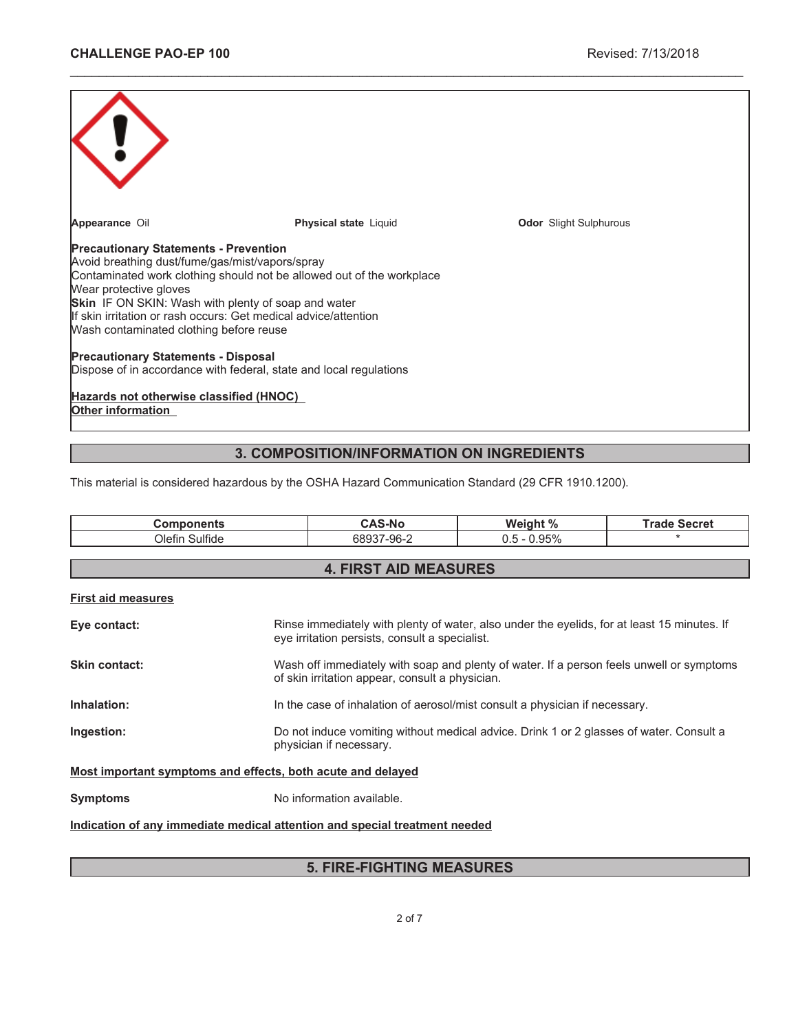**Appearance** Oil **Physical state** Liquid **Odor** Slight Sulphurous

**Precautionary Statements - Prevention**
Avoid breathing dust/fume/gas/mist/vapors/spray
Contaminated work clothing should not be allowed out of the workplace
Wear protective gloves
**Skin** IF ON SKIN: Wash with plenty of soap and water
If skin irritation or rash occurs: Get medical advice/attention
Wash contaminated clothing before reuse

**Precautionary Statements - Disposal**
Dispose of in accordance with federal, state and local regulations

**Hazards not otherwise classified (HNOC)**
**Other information**

## 3. COMPOSITION/INFORMATION ON INGREDIENTS

This material is considered hazardous by the OSHA Hazard Communication Standard (29 CFR 1910.1200).

| Components | CAS-No | Weight % | Trade Secret |
|---|---|---|---|
| Olefin Sulfide | 68937-96-2 | 0.5 - 0.95% | * |

## 4. FIRST AID MEASURES

**First aid measures**

**Eye contact:** Rinse immediately with plenty of water, also under the eyelids, for at least 15 minutes. If eye irritation persists, consult a specialist.

**Skin contact:** Wash off immediately with soap and plenty of water. If a person feels unwell or symptoms of skin irritation appear, consult a physician.

**Inhalation:** In the case of inhalation of aerosol/mist consult a physician if necessary.

**Ingestion:** Do not induce vomiting without medical advice. Drink 1 or 2 glasses of water. Consult a physician if necessary.

**Most important symptoms and effects, both acute and delayed**

**Symptoms** No information available.

**Indication of any immediate medical attention and special treatment needed**

## 5. FIRE-FIGHTING MEASURES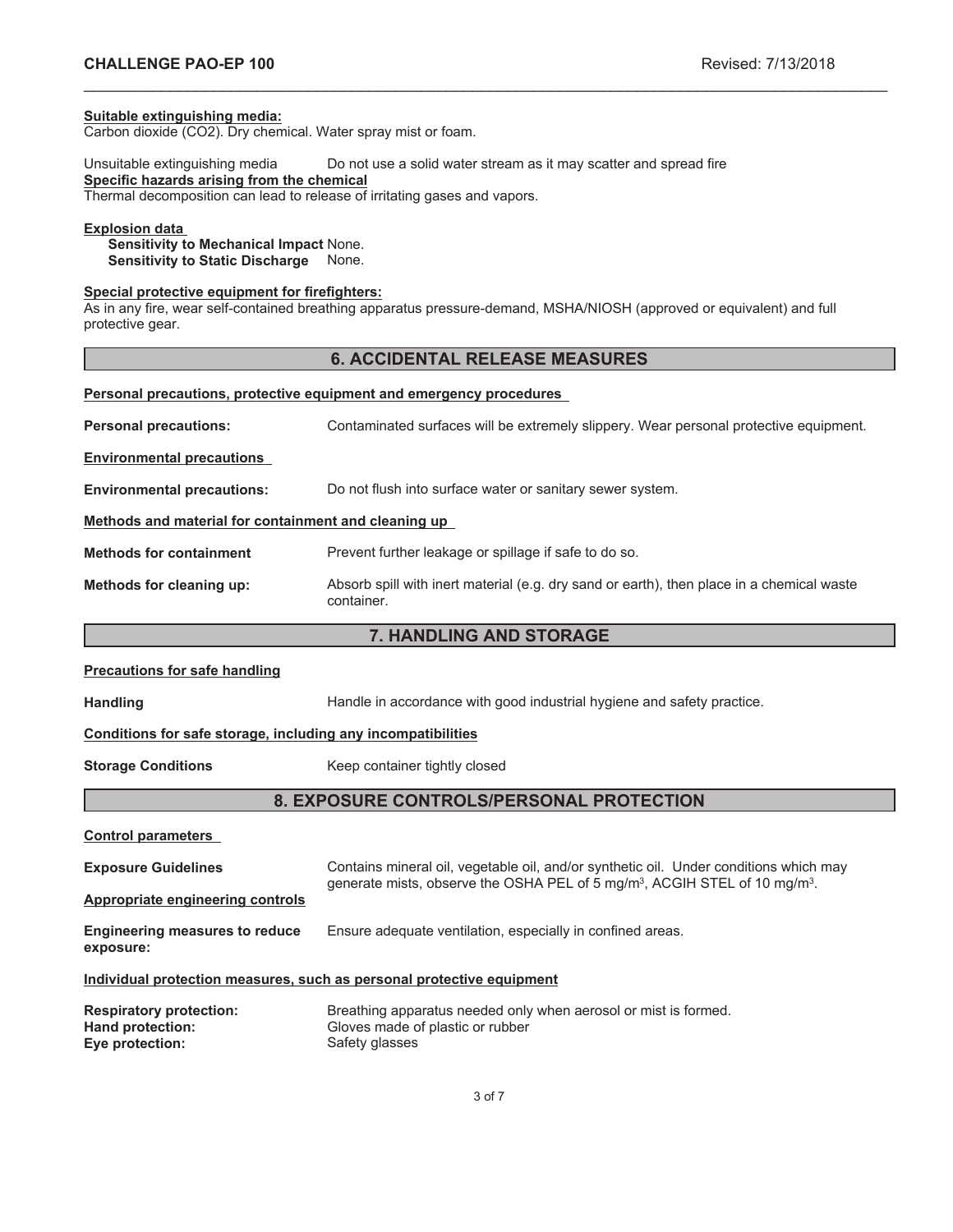**Suitable extinguishing media:**
Carbon dioxide ($CO_2$). Dry chemical. Water spray mist or foam.

Unsuitable extinguishing media Do not use a solid water stream as it may scatter and spread fire

**Specific hazards arising from the chemical**
Thermal decomposition can lead to release of irritating gases and vapors.

**Explosion data**
**Sensitivity to Mechanical Impact** None.
**Sensitivity to Static Discharge** None.

**Special protective equipment for firefighters:**
As in any fire, wear self-contained breathing apparatus pressure-demand, MSHA/NIOSH (approved or equivalent) and full protective gear.

## 6. ACCIDENTAL RELEASE MEASURES

**Personal precautions, protective equipment and emergency procedures**

**Personal precautions:** Contaminated surfaces will be extremely slippery. Wear personal protective equipment.

**Environmental precautions**

**Environmental precautions:** Do not flush into surface water or sanitary sewer system.

**Methods and material for containment and cleaning up**

**Methods for containment** Prevent further leakage or spillage if safe to do so.

**Methods for cleaning up:** Absorb spill with inert material (e.g. dry sand or earth), then place in a chemical waste container.

## 7. HANDLING AND STORAGE

**Precautions for safe handling**

**Handling** Handle in accordance with good industrial hygiene and safety practice.

**Conditions for safe storage, including any incompatibilities**

**Storage Conditions** Keep container tightly closed

## 8. EXPOSURE CONTROLS/PERSONAL PROTECTION

**Control parameters**

**Exposure Guidelines** Contains mineral oil, vegetable oil, and/or synthetic oil. Under conditions which may generate mists, observe the OSHA PEL of 5 $mg/m^3$, ACGIH STEL of 10 $mg/m^3$.

**Appropriate engineering controls**

**Engineering measures to reduce exposure:** Ensure adequate ventilation, especially in confined areas.

**Individual protection measures, such as personal protective equipment**

**Respiratory protection:** Breathing apparatus needed only when aerosol or mist is formed.
**Hand protection:** Gloves made of plastic or rubber
**Eye protection:** Safety glasses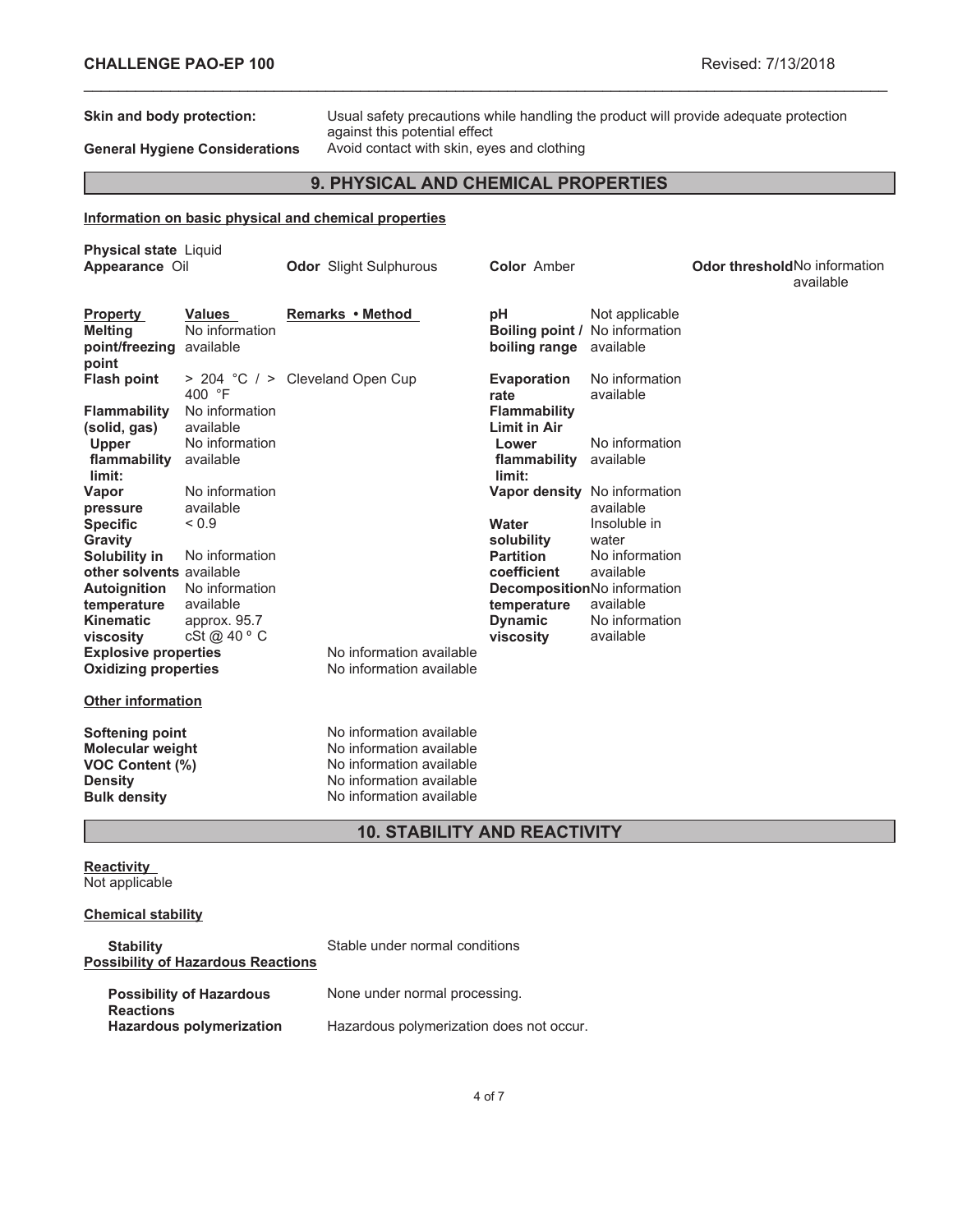**Skin and body protection:** Usual safety precautions while handling the product will provide adequate protection against this potential effect

**General Hygiene Considerations** Avoid contact with skin, eyes and clothing

## 9. PHYSICAL AND CHEMICAL PROPERTIES

**Information on basic physical and chemical properties**

**Physical state** Liquid
**Appearance** Oil | **Odor** Slight Sulphurous | **Color** Amber | **Odor threshold** No information available

| Property | Values | Remarks • Method | | |
|---|---|---|---|---|
| **Melting point/freezing point** | No information available | | **pH** | Not applicable |
| | | | **Boiling point / boiling range** | No information available |
| **Flash point** | > 204 °C / > 400 °F | Cleveland Open Cup | **Evaporation rate** | No information available |
| **Flammability (solid, gas)** | No information available | | **Flammability Limit in Air** | |
| **Upper flammability limit:** | No information available | | **Lower flammability limit:** | No information available |
| **Vapor pressure** | No information available | | **Vapor density** | No information available |
| **Specific Gravity** | < 0.9 | | **Water solubility** | Insoluble in water |
| **Solubility in other solvents** | No information available | | **Partition coefficient** | No information available |
| **Autoignition temperature** | No information available | | **Decomposition temperature** | No information available |
| **Kinematic viscosity** | approx. 95.7 cSt @ 40 º C | | **Dynamic viscosity** | No information available |
| **Explosive properties** | | No information available | | |
| **Oxidizing properties** | | No information available | | |

**Other information**

| | |
|---|---|
| **Softening point** | No information available |
| **Molecular weight** | No information available |
| **VOC Content (%)** | No information available |
| **Density** | No information available |
| **Bulk density** | No information available |

## 10. STABILITY AND REACTIVITY

**Reactivity**
Not applicable

**Chemical stability**

**Stability** Stable under normal conditions

**Possibility of Hazardous Reactions**

**Possibility of Hazardous Reactions** None under normal processing.

**Hazardous polymerization** Hazardous polymerization does not occur.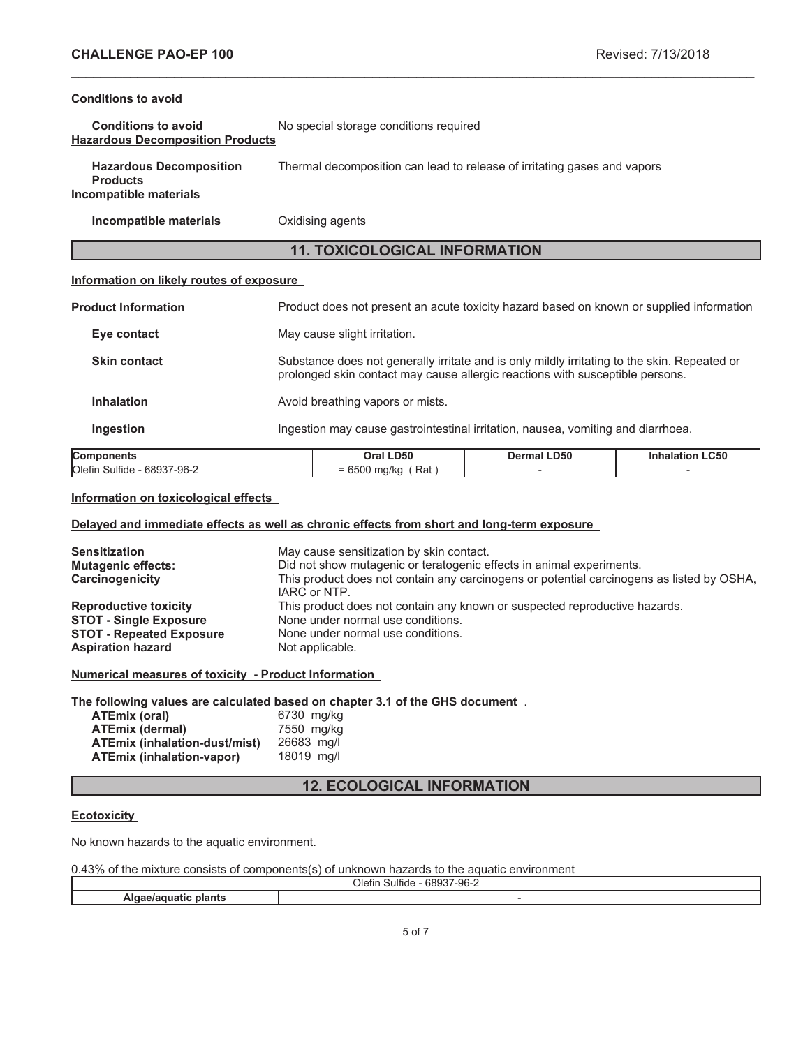#### Conditions to avoid

**Conditions to avoid** No special storage conditions required

#### Hazardous Decomposition Products

**Hazardous Decomposition Products** Thermal decomposition can lead to release of irritating gases and vapors

#### Incompatible materials

**Incompatible materials** Oxidising agents

## 11. TOXICOLOGICAL INFORMATION

#### Information on likely routes of exposure

**Product Information** Product does not present an acute toxicity hazard based on known or supplied information

**Eye contact** May cause slight irritation.

**Skin contact** Substance does not generally irritate and is only mildly irritating to the skin. Repeated or prolonged skin contact may cause allergic reactions with susceptible persons.

**Inhalation** Avoid breathing vapors or mists.

**Ingestion** Ingestion may cause gastrointestinal irritation, nausea, vomiting and diarrhoea.

| Components | Oral LD50 | Dermal LD50 | Inhalation LC50 |
|---|---|---|---|
| Olefin Sulfide - 68937-96-2 | = 6500 mg/kg ( Rat ) | - | - |

#### Information on toxicological effects

#### Delayed and immediate effects as well as chronic effects from short and long-term exposure

**Sensitization** May cause sensitization by skin contact.
**Mutagenic effects:** Did not show mutagenic or teratogenic effects in animal experiments.
**Carcinogenicity** This product does not contain any carcinogens or potential carcinogens as listed by OSHA, IARC or NTP.
**Reproductive toxicity** This product does not contain any known or suspected reproductive hazards.
**STOT - Single Exposure** None under normal use conditions.
**STOT - Repeated Exposure** None under normal use conditions.
**Aspiration hazard** Not applicable.

#### Numerical measures of toxicity - Product Information

**The following values are calculated based on chapter 3.1 of the GHS document** .

**ATEmix (oral)** 6730 mg/kg
**ATEmix (dermal)** 7550 mg/kg
**ATEmix (inhalation-dust/mist)** 26683 mg/l
**ATEmix (inhalation-vapor)** 18019 mg/l

## 12. ECOLOGICAL INFORMATION

#### Ecotoxicity

No known hazards to the aquatic environment.

0.43% of the mixture consists of components(s) of unknown hazards to the aquatic environment

| | Olefin Sulfide - 68937-96-2 |
|---|---|
| Algae/aquatic plants | - |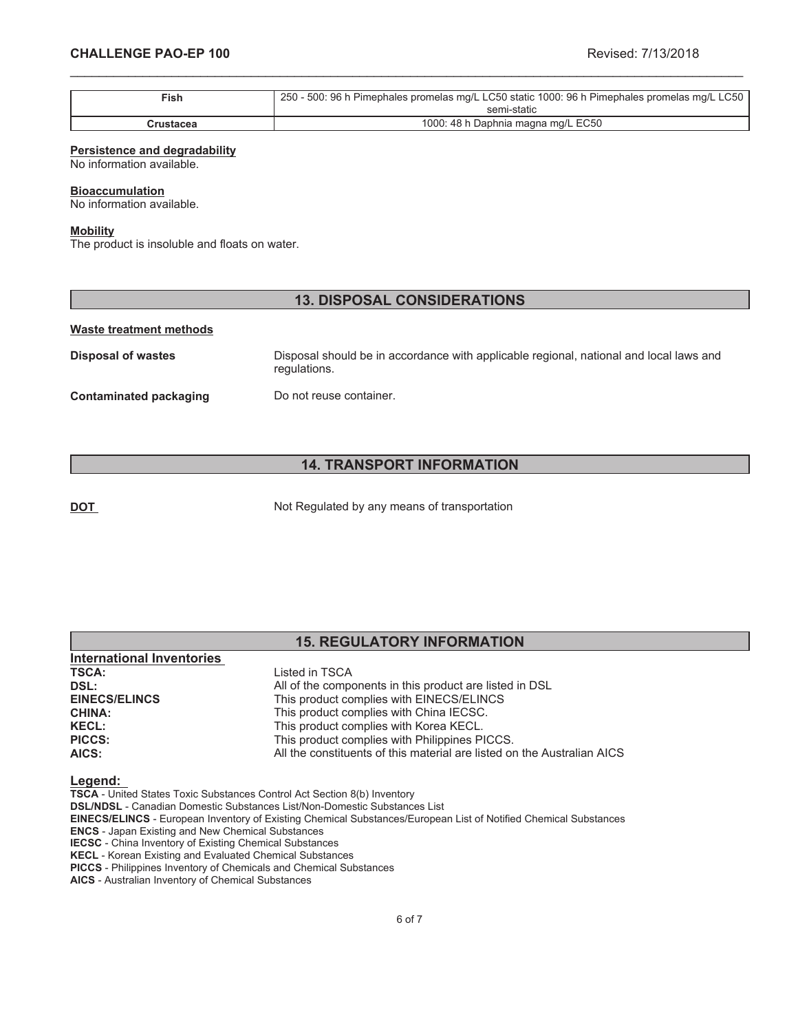| Fish | 250 - 500: 96 h Pimephales promelas mg/L LC50 static 1000: 96 h Pimephales promelas mg/L LC50 semi-static |
|---|---|
| Crustacea | 1000: 48 h Daphnia magna mg/L EC50 |

**Persistence and degradability**
No information available.

**Bioaccumulation**
No information available.

**Mobility**
The product is insoluble and floats on water.

## 13. DISPOSAL CONSIDERATIONS

**Waste treatment methods**

**Disposal of wastes** Disposal should be in accordance with applicable regional, national and local laws and regulations.

**Contaminated packaging** Do not reuse container.

## 14. TRANSPORT INFORMATION

**DOT** Not Regulated by any means of transportation

## 15. REGULATORY INFORMATION

**International Inventories**

**TSCA:** Listed in TSCA
**DSL:** All of the components in this product are listed in DSL
**EINECS/ELINCS** This product complies with EINECS/ELINCS
**CHINA:** This product complies with China IECSC.
**KECL:** This product complies with Korea KECL.
**PICCS:** This product complies with Philippines PICCS.
**AICS:** All the constituents of this material are listed on the Australian AICS

**Legend:**

**TSCA** - United States Toxic Substances Control Act Section 8(b) Inventory
**DSL/NDSL** - Canadian Domestic Substances List/Non-Domestic Substances List
**EINECS/ELINCS** - European Inventory of Existing Chemical Substances/European List of Notified Chemical Substances
**ENCS** - Japan Existing and New Chemical Substances
**IECSC** - China Inventory of Existing Chemical Substances
**KECL** - Korean Existing and Evaluated Chemical Substances
**PICCS** - Philippines Inventory of Chemicals and Chemical Substances
**AICS** - Australian Inventory of Chemical Substances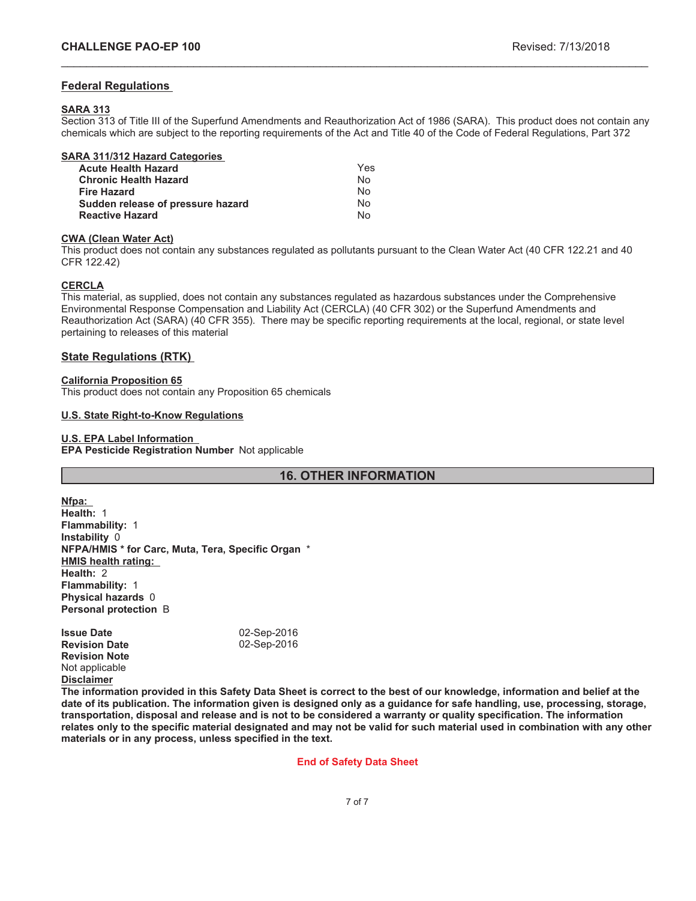## Federal Regulations

**SARA 313**

Section 313 of Title III of the Superfund Amendments and Reauthorization Act of 1986 (SARA). This product does not contain any chemicals which are subject to the reporting requirements of the Act and Title 40 of the Code of Federal Regulations, Part 372

**SARA 311/312 Hazard Categories**

| | |
|---|---|
| **Acute Health Hazard** | Yes |
| **Chronic Health Hazard** | No |
| **Fire Hazard** | No |
| **Sudden release of pressure hazard** | No |
| **Reactive Hazard** | No |

**CWA (Clean Water Act)**

This product does not contain any substances regulated as pollutants pursuant to the Clean Water Act (40 CFR 122.21 and 40 CFR 122.42)

**CERCLA**

This material, as supplied, does not contain any substances regulated as hazardous substances under the Comprehensive Environmental Response Compensation and Liability Act (CERCLA) (40 CFR 302) or the Superfund Amendments and Reauthorization Act (SARA) (40 CFR 355). There may be specific reporting requirements at the local, regional, or state level pertaining to releases of this material

## State Regulations (RTK)

**California Proposition 65**

This product does not contain any Proposition 65 chemicals

**U.S. State Right-to-Know Regulations**

**U.S. EPA Label Information**

**EPA Pesticide Registration Number** Not applicable

## 16. OTHER INFORMATION

**Nfpa:**
**Health:** 1
**Flammability:** 1
**Instability** 0
**NFPA/HMIS * for Carc, Muta, Tera, Specific Organ** *

**HMIS health rating:**
**Health:** 2
**Flammability:** 1
**Physical hazards** 0
**Personal protection** B

**Issue Date** 02-Sep-2016
**Revision Date** 02-Sep-2016
**Revision Note**
Not applicable

**Disclaimer**

**The information provided in this Safety Data Sheet is correct to the best of our knowledge, information and belief at the date of its publication. The information given is designed only as a guidance for safe handling, use, processing, storage, transportation, disposal and release and is not to be considered a warranty or quality specification. The information relates only to the specific material designated and may not be valid for such material used in combination with any other materials or in any process, unless specified in the text.**

**End of Safety Data Sheet**